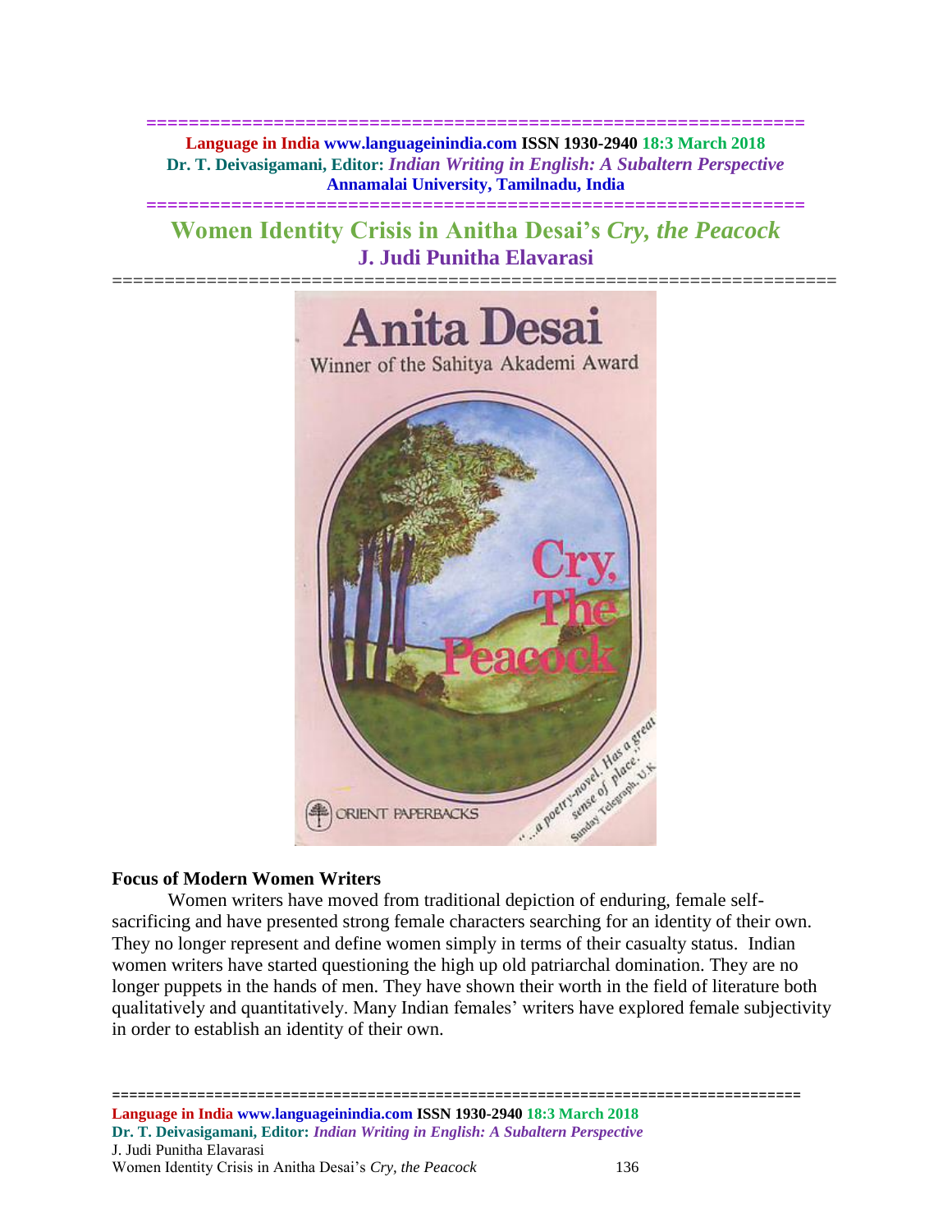# Women Identity Crisis in Anitha Desai's *Cry, the Peacock*

## J. Judi Punitha Elavarasi

### Focus of Modern Women Writers

Women writers have moved from traditional depiction of enduring, female self-sacrificing and have presented strong female characters searching for an identity of their own. They no longer represent and define women simply in terms of their casualty status. Indian women writers have started questioning the high up old patriarchal domination. They are no longer puppets in the hands of men. They have shown their worth in the field of literature both qualitatively and quantitatively. Many Indian females' writers have explored female subjectivity in order to establish an identity of their own.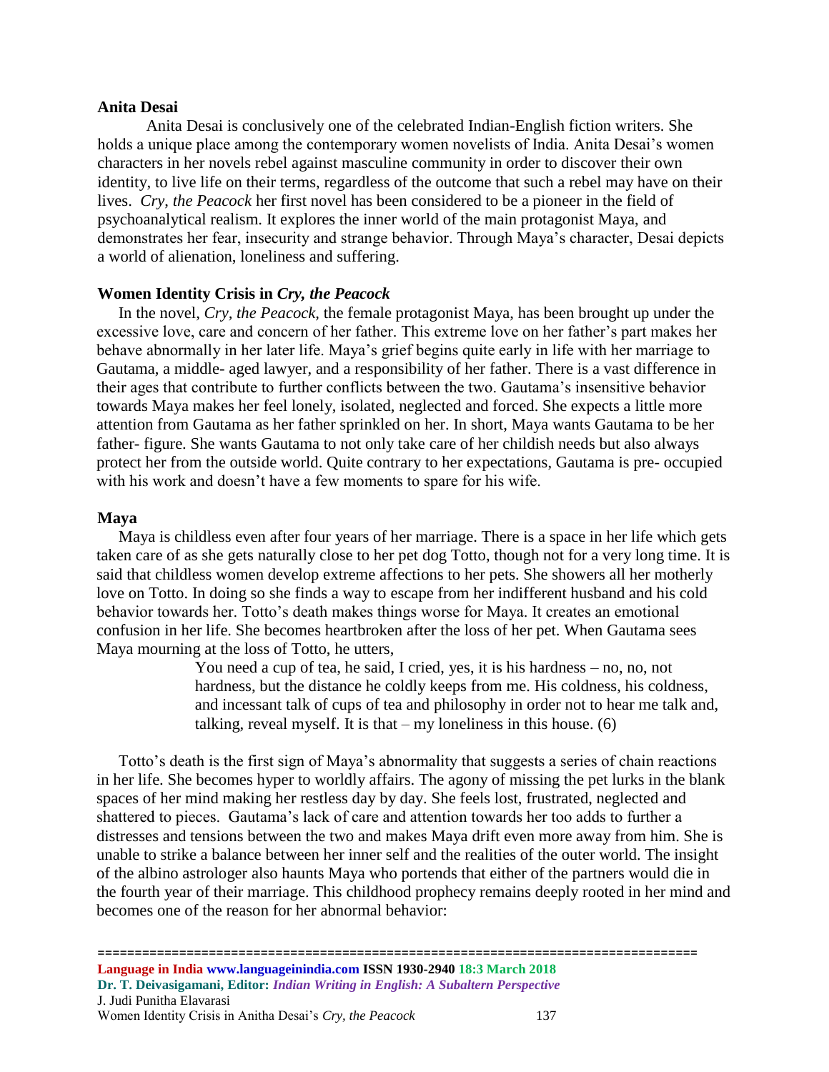**Anita Desai**

Anita Desai is conclusively one of the celebrated Indian-English fiction writers. She holds a unique place among the contemporary women novelists of India. Anita Desai's women characters in her novels rebel against masculine community in order to discover their own identity, to live life on their terms, regardless of the outcome that such a rebel may have on their lives. *Cry, the Peacock* her first novel has been considered to be a pioneer in the field of psychoanalytical realism. It explores the inner world of the main protagonist Maya, and demonstrates her fear, insecurity and strange behavior. Through Maya's character, Desai depicts a world of alienation, loneliness and suffering.

**Women Identity Crisis in *Cry, the Peacock***

In the novel, *Cry, the Peacock,* the female protagonist Maya, has been brought up under the excessive love, care and concern of her father. This extreme love on her father's part makes her behave abnormally in her later life. Maya's grief begins quite early in life with her marriage to Gautama, a middle- aged lawyer, and a responsibility of her father. There is a vast difference in their ages that contribute to further conflicts between the two. Gautama's insensitive behavior towards Maya makes her feel lonely, isolated, neglected and forced. She expects a little more attention from Gautama as her father sprinkled on her. In short, Maya wants Gautama to be her father- figure. She wants Gautama to not only take care of her childish needs but also always protect her from the outside world. Quite contrary to her expectations, Gautama is pre- occupied with his work and doesn't have a few moments to spare for his wife.

**Maya**

Maya is childless even after four years of her marriage. There is a space in her life which gets taken care of as she gets naturally close to her pet dog Totto, though not for a very long time. It is said that childless women develop extreme affections to her pets. She showers all her motherly love on Totto. In doing so she finds a way to escape from her indifferent husband and his cold behavior towards her. Totto's death makes things worse for Maya. It creates an emotional confusion in her life. She becomes heartbroken after the loss of her pet. When Gautama sees Maya mourning at the loss of Totto, he utters,

> You need a cup of tea, he said, I cried, yes, it is his hardness – no, no, not hardness, but the distance he coldly keeps from me. His coldness, his coldness, and incessant talk of cups of tea and philosophy in order not to hear me talk and, talking, reveal myself. It is that – my loneliness in this house. (6)

Totto's death is the first sign of Maya's abnormality that suggests a series of chain reactions in her life. She becomes hyper to worldly affairs. The agony of missing the pet lurks in the blank spaces of her mind making her restless day by day. She feels lost, frustrated, neglected and shattered to pieces. Gautama's lack of care and attention towards her too adds to further a distresses and tensions between the two and makes Maya drift even more away from him. She is unable to strike a balance between her inner self and the realities of the outer world. The insight of the albino astrologer also haunts Maya who portends that either of the partners would die in the fourth year of their marriage. This childhood prophecy remains deeply rooted in her mind and becomes one of the reason for her abnormal behavior: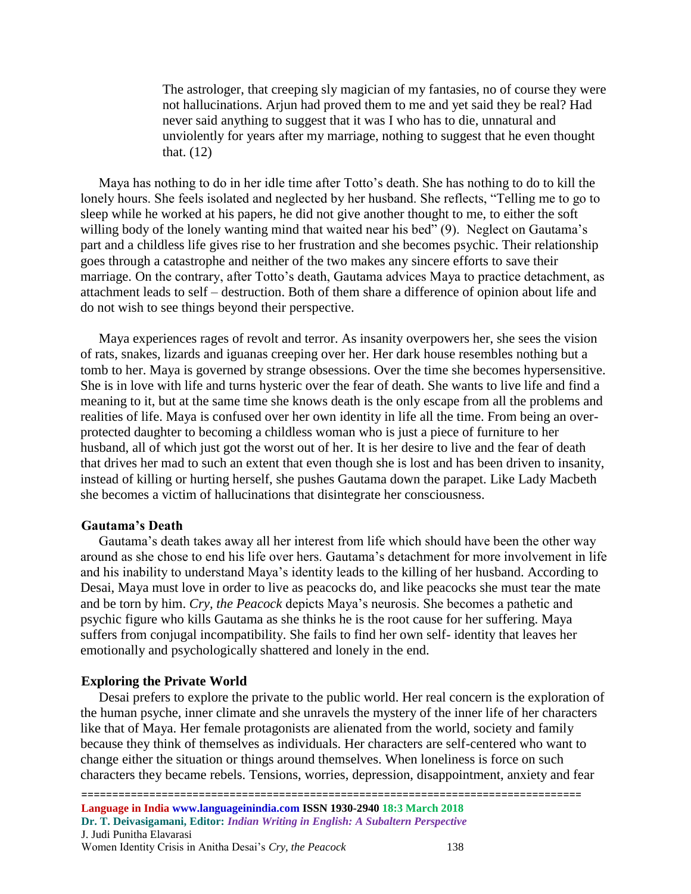> The astrologer, that creeping sly magician of my fantasies, no of course they were not hallucinations. Arjun had proved them to me and yet said they be real? Had never said anything to suggest that it was I who has to die, unnatural and unviolently for years after my marriage, nothing to suggest that he even thought that. (12)

Maya has nothing to do in her idle time after Totto's death. She has nothing to do to kill the lonely hours. She feels isolated and neglected by her husband. She reflects, "Telling me to go to sleep while he worked at his papers, he did not give another thought to me, to either the soft willing body of the lonely wanting mind that waited near his bed" (9). Neglect on Gautama's part and a childless life gives rise to her frustration and she becomes psychic. Their relationship goes through a catastrophe and neither of the two makes any sincere efforts to save their marriage. On the contrary, after Totto's death, Gautama advices Maya to practice detachment, as attachment leads to self – destruction. Both of them share a difference of opinion about life and do not wish to see things beyond their perspective.

Maya experiences rages of revolt and terror. As insanity overpowers her, she sees the vision of rats, snakes, lizards and iguanas creeping over her. Her dark house resembles nothing but a tomb to her. Maya is governed by strange obsessions. Over the time she becomes hypersensitive. She is in love with life and turns hysteric over the fear of death. She wants to live life and find a meaning to it, but at the same time she knows death is the only escape from all the problems and realities of life. Maya is confused over her own identity in life all the time. From being an over-protected daughter to becoming a childless woman who is just a piece of furniture to her husband, all of which just got the worst out of her. It is her desire to live and the fear of death that drives her mad to such an extent that even though she is lost and has been driven to insanity, instead of killing or hurting herself, she pushes Gautama down the parapet. Like Lady Macbeth she becomes a victim of hallucinations that disintegrate her consciousness.

## Gautama's Death

Gautama's death takes away all her interest from life which should have been the other way around as she chose to end his life over hers. Gautama's detachment for more involvement in life and his inability to understand Maya's identity leads to the killing of her husband. According to Desai, Maya must love in order to live as peacocks do, and like peacocks she must tear the mate and be torn by him. *Cry, the Peacock* depicts Maya's neurosis. She becomes a pathetic and psychic figure who kills Gautama as she thinks he is the root cause for her suffering. Maya suffers from conjugal incompatibility. She fails to find her own self- identity that leaves her emotionally and psychologically shattered and lonely in the end.

## Exploring the Private World

Desai prefers to explore the private to the public world. Her real concern is the exploration of the human psyche, inner climate and she unravels the mystery of the inner life of her characters like that of Maya. Her female protagonists are alienated from the world, society and family because they think of themselves as individuals. Her characters are self-centered who want to change either the situation or things around themselves. When loneliness is force on such characters they became rebels. Tensions, worries, depression, disappointment, anxiety and fear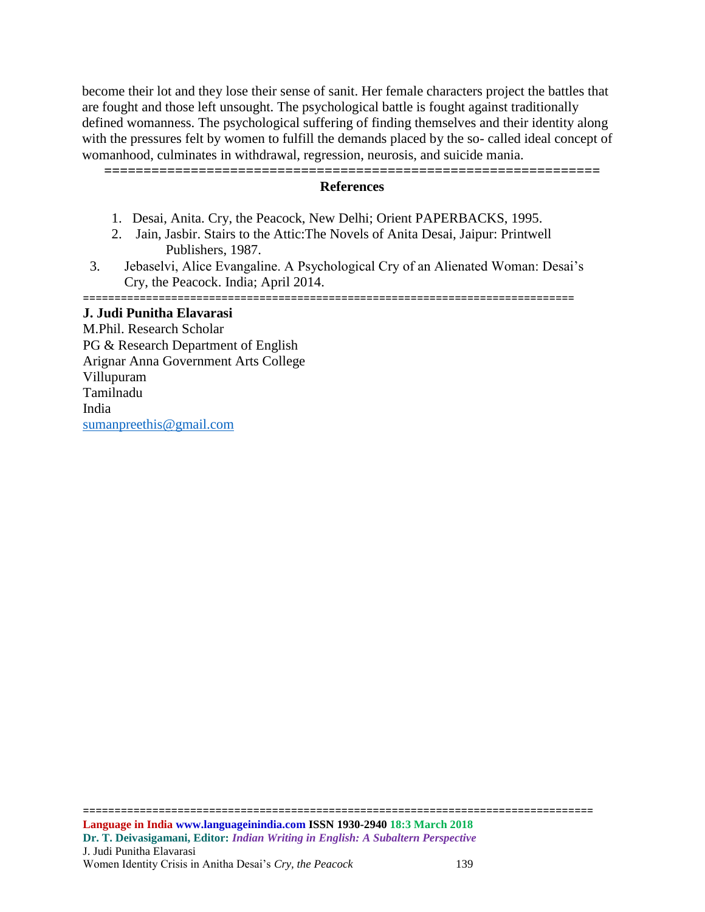become their lot and they lose their sense of sanit. Her female characters project the battles that are fought and those left unsought. The psychological battle is fought against traditionally defined womanness. The psychological suffering of finding themselves and their identity along with the pressures felt by women to fulfill the demands placed by the so- called ideal concept of womanhood, culminates in withdrawal, regression, neurosis, and suicide mania.

=================================================================

## References

1. Desai, Anita. Cry, the Peacock, New Delhi; Orient PAPERBACKS, 1995.
2. Jain, Jasbir. Stairs to the Attic:The Novels of Anita Desai, Jaipur: Printwell Publishers, 1987.
3. Jebaselvi, Alice Evangaline. A Psychological Cry of an Alienated Woman: Desai's Cry, the Peacock. India; April 2014.

=================================================================

**J. Judi Punitha Elavarasi**
M.Phil. Research Scholar
PG & Research Department of English
Arignar Anna Government Arts College
Villupuram
Tamilnadu
India
sumanpreethis@gmail.com